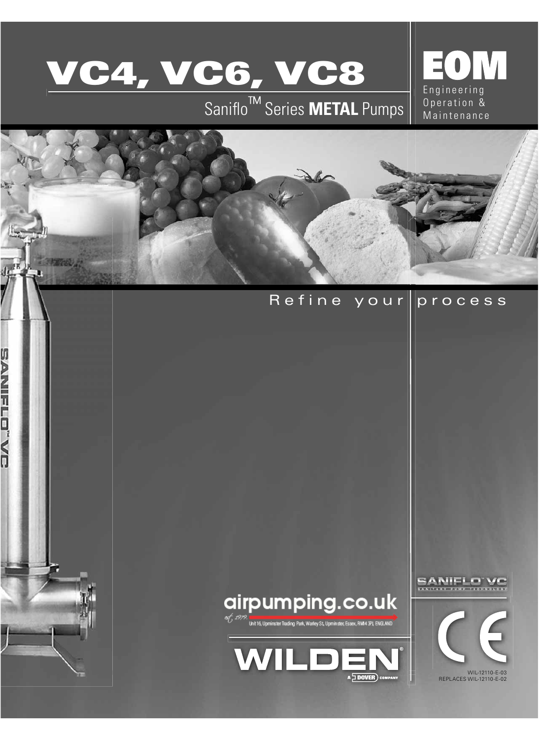# VC4, VC6, VC8

## Saniflo™ Series **METAL** Pumps

# EOM

Engineering
Operation &
Maintenance

Refine your process

SANIFLO™ VC

SANIFLO™ VC
SANITARY PUMP TECHNOLOGY

airpumping.co.uk

est. 1979. Unit 16, Upminster Trading Park, Warley St, Upminster, Essex, RM14 3PJ, ENGLAND

WILDEN®
A DOVER COMPANY

CE

WIL-12110-E-03
REPLACES WIL-12110-E-02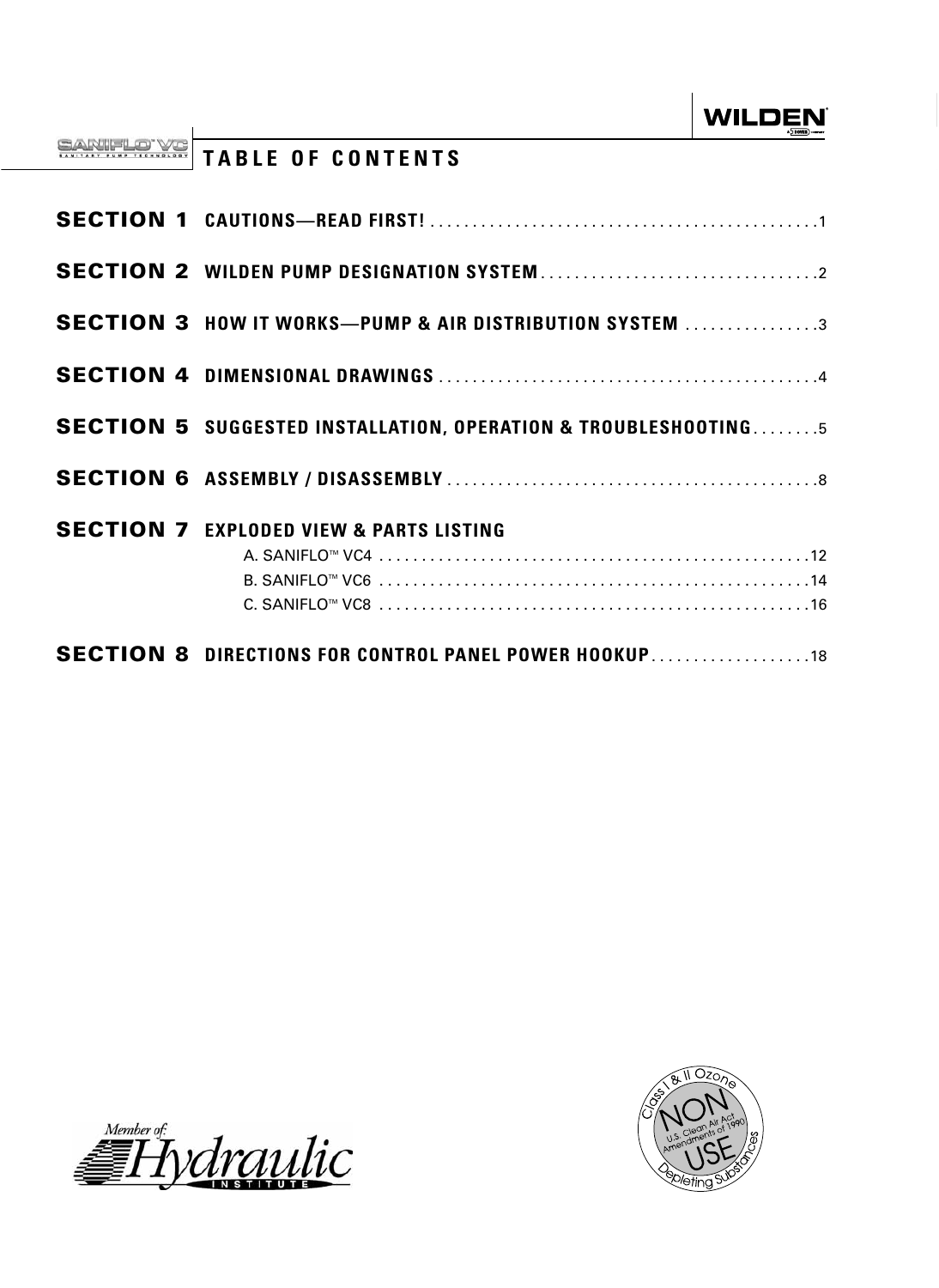# TABLE OF CONTENTS

| | | |
|---|---|---|
| **SECTION 1** | **CAUTIONS—READ FIRST!** | 1 |
| **SECTION 2** | **WILDEN PUMP DESIGNATION SYSTEM** | 2 |
| **SECTION 3** | **HOW IT WORKS—PUMP & AIR DISTRIBUTION SYSTEM** | 3 |
| **SECTION 4** | **DIMENSIONAL DRAWINGS** | 4 |
| **SECTION 5** | **SUGGESTED INSTALLATION, OPERATION & TROUBLESHOOTING** | 5 |
| **SECTION 6** | **ASSEMBLY / DISASSEMBLY** | 8 |
| **SECTION 7** | **EXPLODED VIEW & PARTS LISTING** | |
| | A. SANIFLO™ VC4 | 12 |
| | B. SANIFLO™ VC6 | 14 |
| | C. SANIFLO™ VC8 | 16 |
| **SECTION 8** | **DIRECTIONS FOR CONTROL PANEL POWER HOOKUP** | 18 |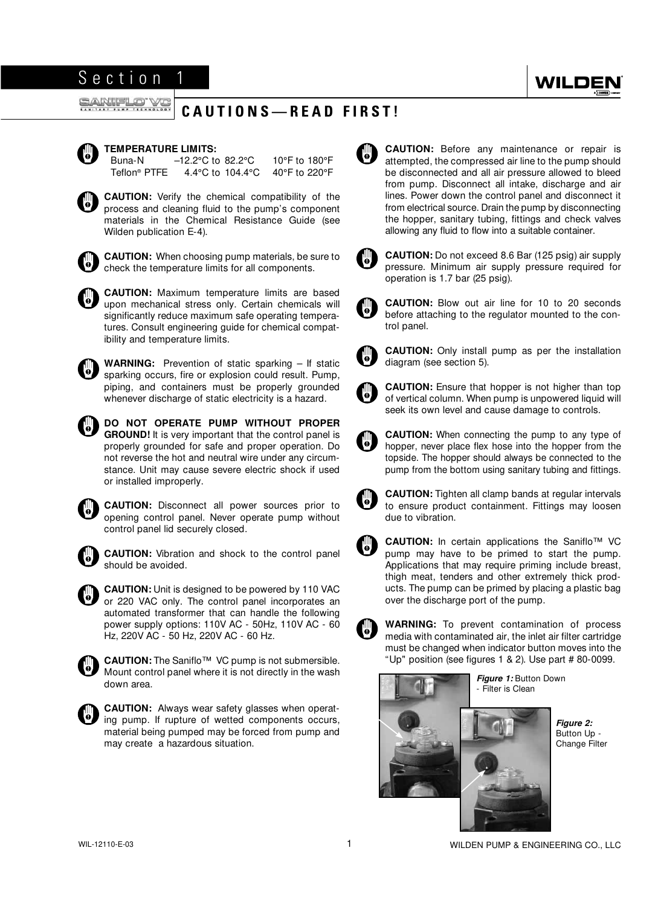# Section 1

## CAUTIONS—READ FIRST!

**TEMPERATURE LIMITS:**

| | | |
|---|---|---|
| Buna-N | –12.2°C to 82.2°C | 10°F to 180°F |
| Teflon® PTFE | 4.4°C to 104.4°C | 40°F to 220°F |

**CAUTION:** Verify the chemical compatibility of the process and cleaning fluid to the pump's component materials in the Chemical Resistance Guide (see Wilden publication E-4).

**CAUTION:** When choosing pump materials, be sure to check the temperature limits for all components.

**CAUTION:** Maximum temperature limits are based upon mechanical stress only. Certain chemicals will significantly reduce maximum safe operating temperatures. Consult engineering guide for chemical compatibility and temperature limits.

**WARNING:** Prevention of static sparking – If static sparking occurs, fire or explosion could result. Pump, piping, and containers must be properly grounded whenever discharge of static electricity is a hazard.

**DO NOT OPERATE PUMP WITHOUT PROPER GROUND!** It is very important that the control panel is properly grounded for safe and proper operation. Do not reverse the hot and neutral wire under any circumstance. Unit may cause severe electric shock if used or installed improperly.

**CAUTION:** Disconnect all power sources prior to opening control panel. Never operate pump without control panel lid securely closed.

**CAUTION:** Vibration and shock to the control panel should be avoided.

**CAUTION:** Unit is designed to be powered by 110 VAC or 220 VAC only. The control panel incorporates an automated transformer that can handle the following power supply options: 110V AC - 50Hz, 110V AC - 60 Hz, 220V AC - 50 Hz, 220V AC - 60 Hz.

**CAUTION:** The Saniflo™ VC pump is not submersible. Mount control panel where it is not directly in the wash down area.

**CAUTION:** Always wear safety glasses when operating pump. If rupture of wetted components occurs, material being pumped may be forced from pump and may create a hazardous situation.

**CAUTION:** Before any maintenance or repair is attempted, the compressed air line to the pump should be disconnected and all air pressure allowed to bleed from pump. Disconnect all intake, discharge and air lines. Power down the control panel and disconnect it from electrical source. Drain the pump by disconnecting the hopper, sanitary tubing, fittings and check valves allowing any fluid to flow into a suitable container.

**CAUTION:** Do not exceed 8.6 Bar (125 psig) air supply pressure. Minimum air supply pressure required for operation is 1.7 bar (25 psig).

**CAUTION:** Blow out air line for 10 to 20 seconds before attaching to the regulator mounted to the control panel.

**CAUTION:** Only install pump as per the installation diagram (see section 5).

**CAUTION:** Ensure that hopper is not higher than top of vertical column. When pump is unpowered liquid will seek its own level and cause damage to controls.

**CAUTION:** When connecting the pump to any type of hopper, never place flex hose into the hopper from the topside. The hopper should always be connected to the pump from the bottom using sanitary tubing and fittings.

**CAUTION:** Tighten all clamp bands at regular intervals to ensure product containment. Fittings may loosen due to vibration.

**CAUTION:** In certain applications the Saniflo™ VC pump may have to be primed to start the pump. Applications that may require priming include breast, thigh meat, tenders and other extremely thick products. The pump can be primed by placing a plastic bag over the discharge port of the pump.

**WARNING:** To prevent contamination of process media with contaminated air, the inlet air filter cartridge must be changed when indicator button moves into the "Up" position (see figures 1 & 2). Use part # 80-0099.

*Figure 1:* Button Down - Filter is Clean

*Figure 2:* Button Up - Change Filter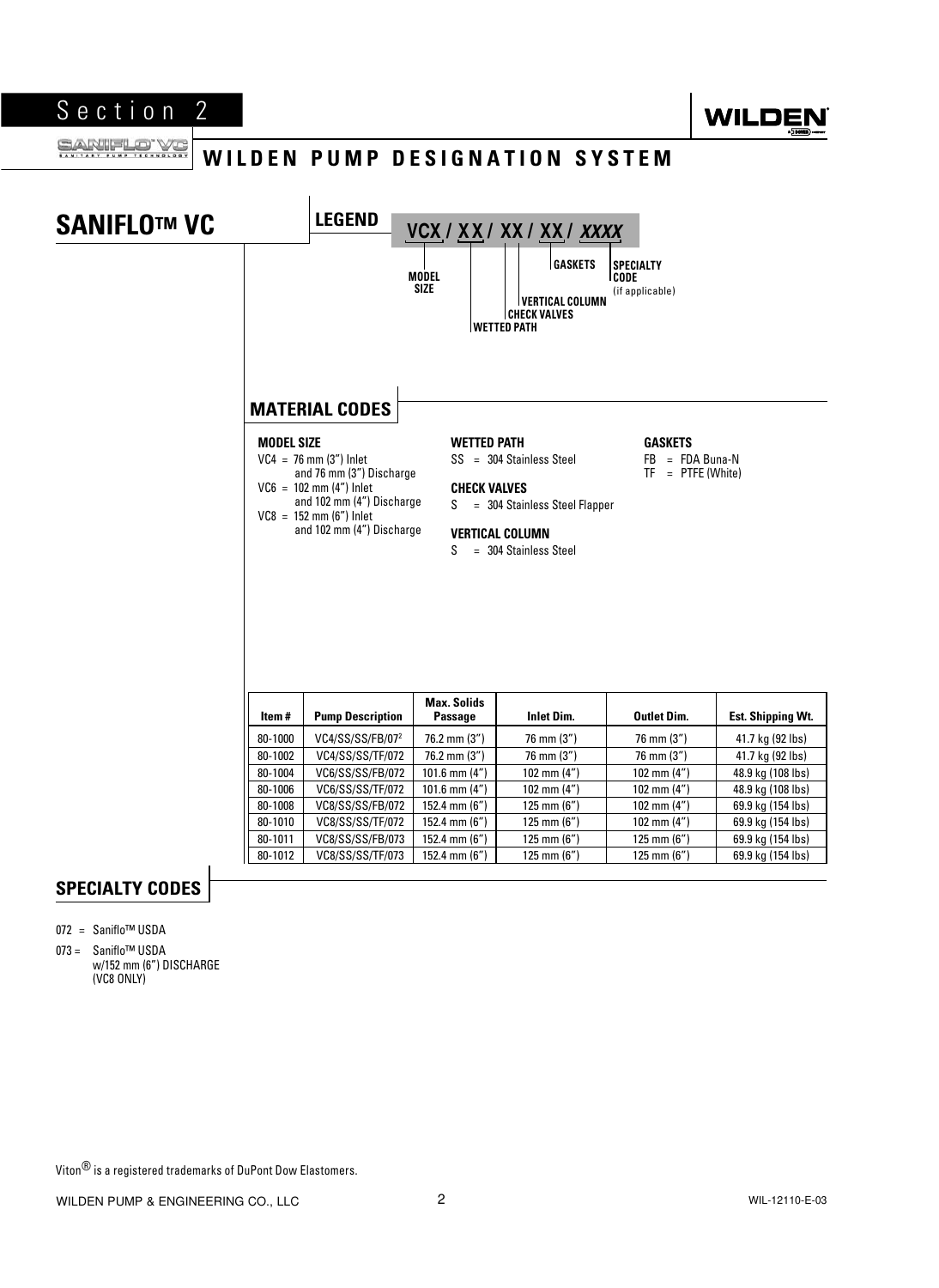# Section 2

## WILDEN PUMP DESIGNATION SYSTEM

## SANIFLO™ VC

### LEGEND

**VCX / XX / XX / XX / *XXXX***

- MODEL SIZE
- WETTED PATH
- CHECK VALVES
- VERTICAL COLUMN
- GASKETS
- SPECIALTY CODE (if applicable)

### MATERIAL CODES

**MODEL SIZE**

VC4 = 76 mm (3") Inlet and 76 mm (3") Discharge
VC6 = 102 mm (4") Inlet and 102 mm (4") Discharge
VC8 = 152 mm (6") Inlet and 102 mm (4") Discharge

**WETTED PATH**

SS = 304 Stainless Steel

**CHECK VALVES**

S = 304 Stainless Steel Flapper

**VERTICAL COLUMN**

S = 304 Stainless Steel

**GASKETS**

FB = FDA Buna-N
TF = PTFE (White)

| Item # | Pump Description | Max. Solids Passage | Inlet Dim. | Outlet Dim. | Est. Shipping Wt. |
|---|---|---|---|---|---|
| 80-1000 | VC4/SS/SS/FB/07[2] | 76.2 mm (3") | 76 mm (3") | 76 mm (3") | 41.7 kg (92 lbs) |
| 80-1002 | VC4/SS/SS/TF/072 | 76.2 mm (3") | 76 mm (3") | 76 mm (3") | 41.7 kg (92 lbs) |
| 80-1004 | VC6/SS/SS/FB/072 | 101.6 mm (4") | 102 mm (4") | 102 mm (4") | 48.9 kg (108 lbs) |
| 80-1006 | VC6/SS/SS/TF/072 | 101.6 mm (4") | 102 mm (4") | 102 mm (4") | 48.9 kg (108 lbs) |
| 80-1008 | VC8/SS/SS/FB/072 | 152.4 mm (6") | 125 mm (6") | 102 mm (4") | 69.9 kg (154 lbs) |
| 80-1010 | VC8/SS/SS/TF/072 | 152.4 mm (6") | 125 mm (6") | 102 mm (4") | 69.9 kg (154 lbs) |
| 80-1011 | VC8/SS/SS/FB/073 | 152.4 mm (6") | 125 mm (6") | 125 mm (6") | 69.9 kg (154 lbs) |
| 80-1012 | VC8/SS/SS/TF/073 | 152.4 mm (6") | 125 mm (6") | 125 mm (6") | 69.9 kg (154 lbs) |

### SPECIALTY CODES

072 = Saniflo™ USDA

073 = Saniflo™ USDA w/152 mm (6") DISCHARGE (VC8 ONLY)

Viton® is a registered trademarks of DuPont Dow Elastomers.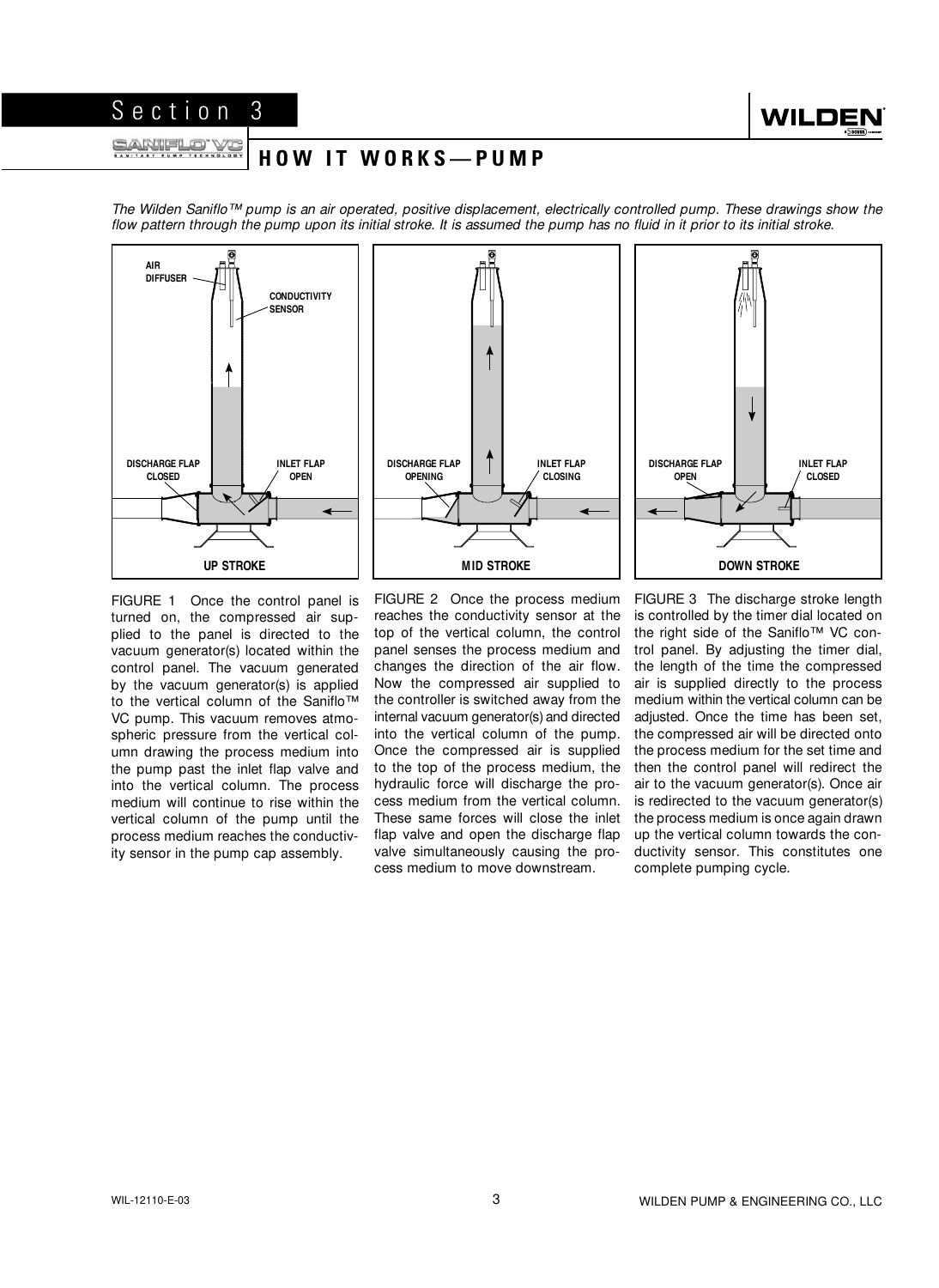# Section 3

## HOW IT WORKS—PUMP

*The Wilden Saniflo™ pump is an air operated, positive displacement, electrically controlled pump. These drawings show the flow pattern through the pump upon its initial stroke. It is assumed the pump has no fluid in it prior to its initial stroke.*

AIR DIFFUSER

CONDUCTIVITY SENSOR

DISCHARGE FLAP CLOSED

INLET FLAP OPEN

**UP STROKE**

DISCHARGE FLAP OPENING

INLET FLAP CLOSING

**MID STROKE**

DISCHARGE FLAP OPEN

INLET FLAP CLOSED

**DOWN STROKE**

FIGURE 1 Once the control panel is turned on, the compressed air supplied to the panel is directed to the vacuum generator(s) located within the control panel. The vacuum generated by the vacuum generator(s) is applied to the vertical column of the Saniflo™ VC pump. This vacuum removes atmospheric pressure from the vertical column drawing the process medium into the pump past the inlet flap valve and into the vertical column. The process medium will continue to rise within the vertical column of the pump until the process medium reaches the conductivity sensor in the pump cap assembly.

FIGURE 2 Once the process medium reaches the conductivity sensor at the top of the vertical column, the control panel senses the process medium and changes the direction of the air flow. Now the compressed air supplied to the controller is switched away from the internal vacuum generator(s) and directed into the vertical column of the pump. Once the compressed air is supplied to the top of the process medium, the hydraulic force will discharge the process medium from the vertical column. These same forces will close the inlet flap valve and open the discharge flap valve simultaneously causing the process medium to move downstream.

FIGURE 3 The discharge stroke length is controlled by the timer dial located on the right side of the Saniflo™ VC control panel. By adjusting the timer dial, the length of the time the compressed air is supplied directly to the process medium within the vertical column can be adjusted. Once the time has been set, the compressed air will be directed onto the process medium for the set time and then the control panel will redirect the air to the vacuum generator(s). Once air is redirected to the vacuum generator(s) the process medium is once again drawn up the vertical column towards the conductivity sensor. This constitutes one complete pumping cycle.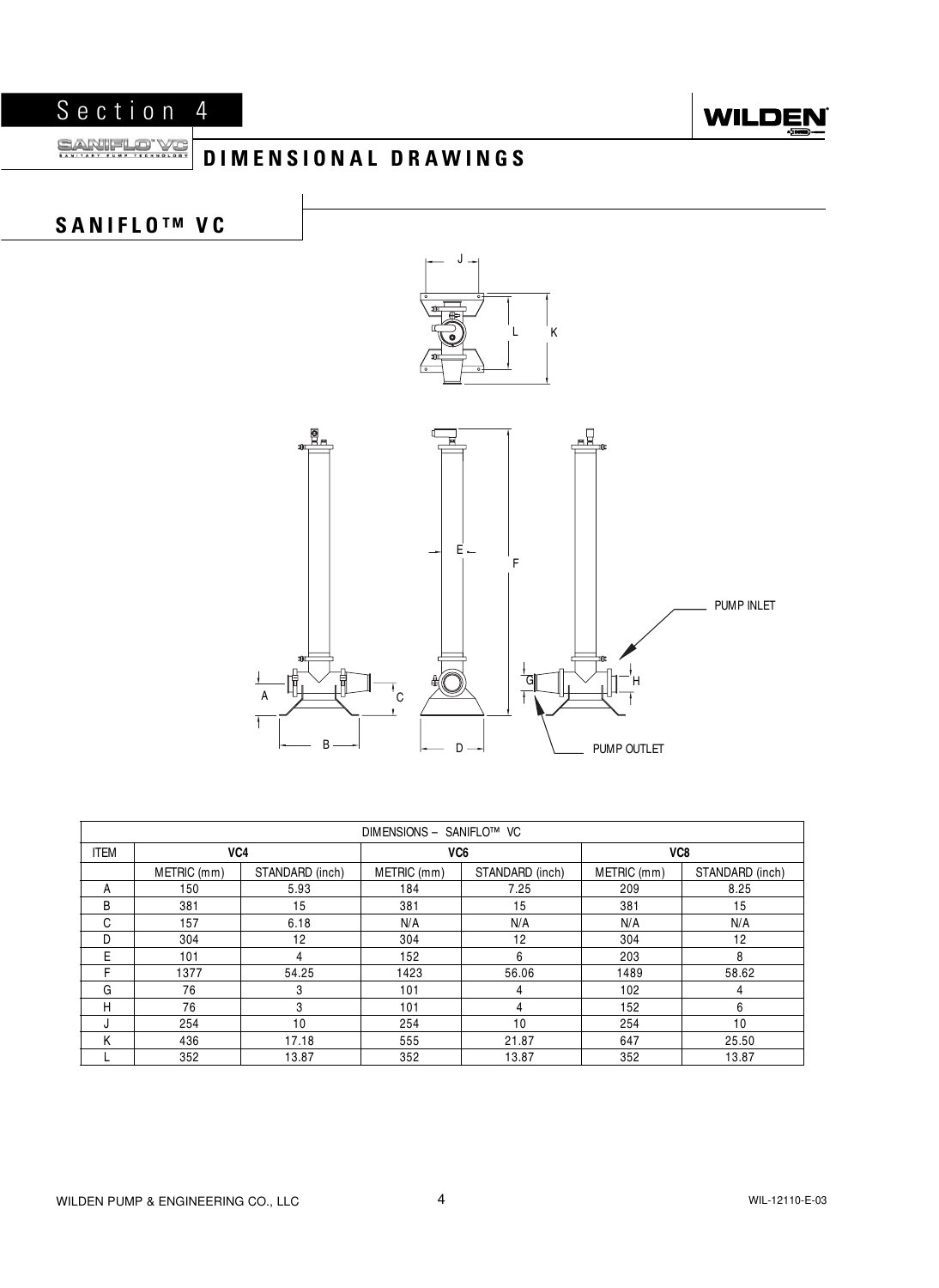# Section 4

## DIMENSIONAL DRAWINGS

### SANIFLO™ VC

J

L K

E

F

PUMP INLET

A C

G H

B D

PUMP OUTLET

| DIMENSIONS – SANIFLO™ VC | | | | | | |
|---|---|---|---|---|---|---|
| ITEM | **VC4** | | **VC6** | | **VC8** | |
| | METRIC (mm) | STANDARD (inch) | METRIC (mm) | STANDARD (inch) | METRIC (mm) | STANDARD (inch) |
| A | 150 | 5.93 | 184 | 7.25 | 209 | 8.25 |
| B | 381 | 15 | 381 | 15 | 381 | 15 |
| C | 157 | 6.18 | N/A | N/A | N/A | N/A |
| D | 304 | 12 | 304 | 12 | 304 | 12 |
| E | 101 | 4 | 152 | 6 | 203 | 8 |
| F | 1377 | 54.25 | 1423 | 56.06 | 1489 | 58.62 |
| G | 76 | 3 | 101 | 4 | 102 | 4 |
| H | 76 | 3 | 101 | 4 | 152 | 6 |
| J | 254 | 10 | 254 | 10 | 254 | 10 |
| K | 436 | 17.18 | 555 | 21.87 | 647 | 25.50 |
| L | 352 | 13.87 | 352 | 13.87 | 352 | 13.87 |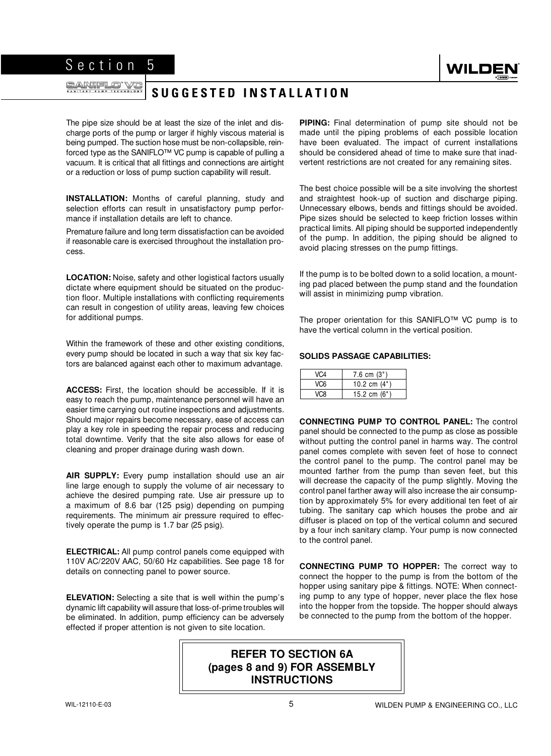# Section 5

## SUGGESTED INSTALLATION

The pipe size should be at least the size of the inlet and discharge ports of the pump or larger if highly viscous material is being pumped. The suction hose must be non-collapsible, reinforced type as the SANIFLO™ VC pump is capable of pulling a vacuum. It is critical that all fittings and connections are airtight or a reduction or loss of pump suction capability will result.

**INSTALLATION:** Months of careful planning, study and selection efforts can result in unsatisfactory pump performance if installation details are left to chance.

Premature failure and long term dissatisfaction can be avoided if reasonable care is exercised throughout the installation process.

**LOCATION:** Noise, safety and other logistical factors usually dictate where equipment should be situated on the production floor. Multiple installations with conflicting requirements can result in congestion of utility areas, leaving few choices for additional pumps.

Within the framework of these and other existing conditions, every pump should be located in such a way that six key factors are balanced against each other to maximum advantage.

**ACCESS:** First, the location should be accessible. If it is easy to reach the pump, maintenance personnel will have an easier time carrying out routine inspections and adjustments. Should major repairs become necessary, ease of access can play a key role in speeding the repair process and reducing total downtime. Verify that the site also allows for ease of cleaning and proper drainage during wash down.

**AIR SUPPLY:** Every pump installation should use an air line large enough to supply the volume of air necessary to achieve the desired pumping rate. Use air pressure up to a maximum of 8.6 bar (125 psig) depending on pumping requirements. The minimum air pressure required to effectively operate the pump is 1.7 bar (25 psig).

**ELECTRICAL:** All pump control panels come equipped with 110V AC/220V AAC, 50/60 Hz capabilities. See page 18 for details on connecting panel to power source.

**ELEVATION:** Selecting a site that is well within the pump's dynamic lift capability will assure that loss-of-prime troubles will be eliminated. In addition, pump efficiency can be adversely effected if proper attention is not given to site location.

**PIPING:** Final determination of pump site should not be made until the piping problems of each possible location have been evaluated. The impact of current installations should be considered ahead of time to make sure that inadvertent restrictions are not created for any remaining sites.

The best choice possible will be a site involving the shortest and straightest hook-up of suction and discharge piping. Unnecessary elbows, bends and fittings should be avoided. Pipe sizes should be selected to keep friction losses within practical limits. All piping should be supported independently of the pump. In addition, the piping should be aligned to avoid placing stresses on the pump fittings.

If the pump is to be bolted down to a solid location, a mounting pad placed between the pump stand and the foundation will assist in minimizing pump vibration.

The proper orientation for this SANIFLO™ VC pump is to have the vertical column in the vertical position.

**SOLIDS PASSAGE CAPABILITIES:**

| | |
|---|---|
| VC4 | 7.6 cm (3") |
| VC6 | 10.2 cm (4") |
| VC8 | 15.2 cm (6") |

**CONNECTING PUMP TO CONTROL PANEL:** The control panel should be connected to the pump as close as possible without putting the control panel in harms way. The control panel comes complete with seven feet of hose to connect the control panel to the pump. The control panel may be mounted farther from the pump than seven feet, but this will decrease the capacity of the pump slightly. Moving the control panel farther away will also increase the air consumption by approximately 5% for every additional ten feet of air tubing. The sanitary cap which houses the probe and air diffuser is placed on top of the vertical column and secured by a four inch sanitary clamp. Your pump is now connected to the control panel.

**CONNECTING PUMP TO HOPPER:** The correct way to connect the hopper to the pump is from the bottom of the hopper using sanitary pipe & fittings. NOTE: When connecting pump to any type of hopper, never place the flex hose into the hopper from the topside. The hopper should always be connected to the pump from the bottom of the hopper.

**REFER TO SECTION 6A (pages 8 and 9) FOR ASSEMBLY INSTRUCTIONS**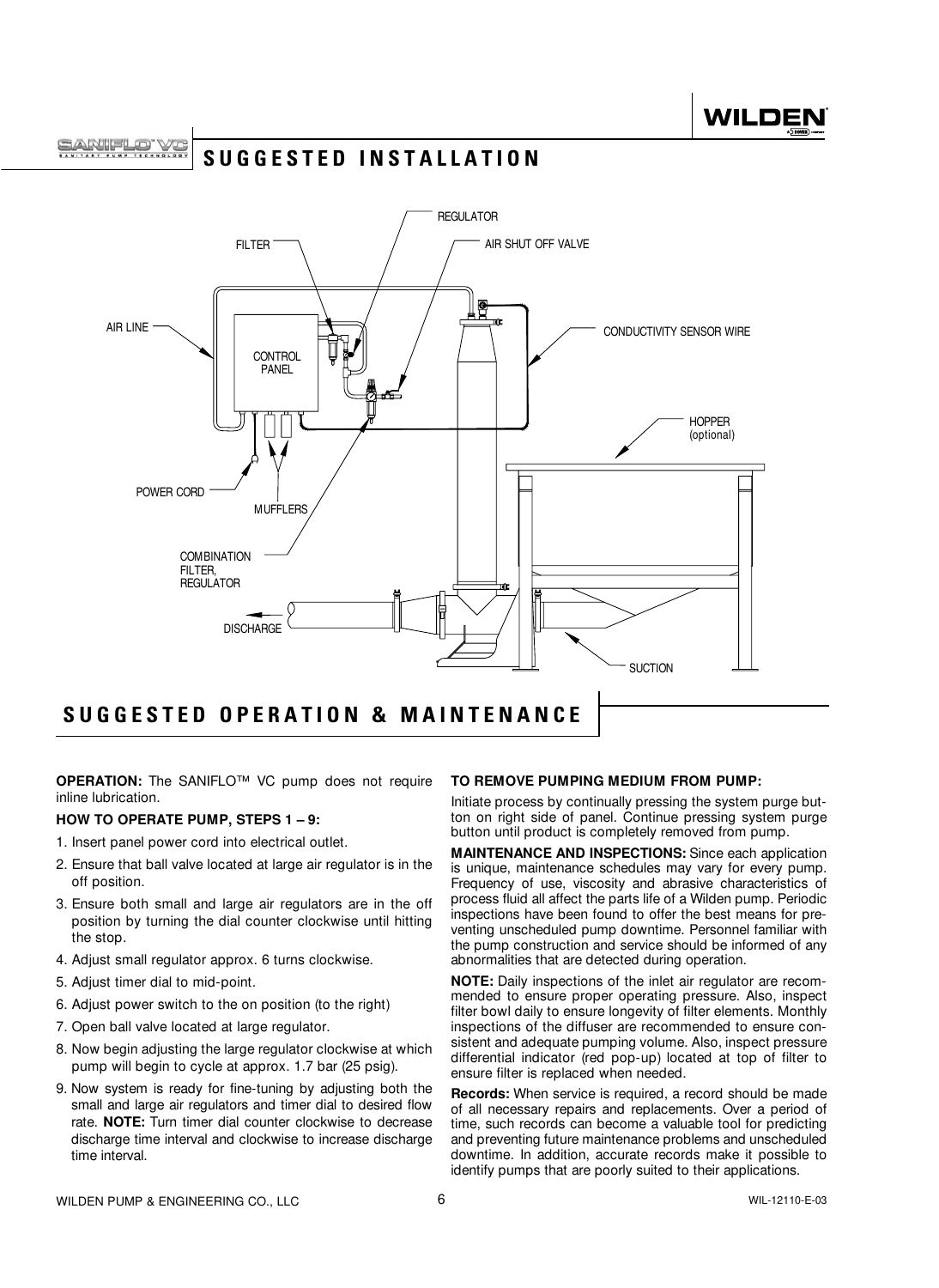## SUGGESTED INSTALLATION

REGULATOR

FILTER

AIR SHUT OFF VALVE

AIR LINE

CONTROL PANEL

CONDUCTIVITY SENSOR WIRE

HOPPER (optional)

POWER CORD

MUFFLERS

COMBINATION FILTER, REGULATOR

DISCHARGE

SUCTION

## SUGGESTED OPERATION & MAINTENANCE

**OPERATION:** The SANIFLO™ VC pump does not require inline lubrication.

**HOW TO OPERATE PUMP, STEPS 1 – 9:**

1. Insert panel power cord into electrical outlet.
2. Ensure that ball valve located at large air regulator is in the off position.
3. Ensure both small and large air regulators are in the off position by turning the dial counter clockwise until hitting the stop.
4. Adjust small regulator approx. 6 turns clockwise.
5. Adjust timer dial to mid-point.
6. Adjust power switch to the on position (to the right)
7. Open ball valve located at large regulator.
8. Now begin adjusting the large regulator clockwise at which pump will begin to cycle at approx. 1.7 bar (25 psig).
9. Now system is ready for fine-tuning by adjusting both the small and large air regulators and timer dial to desired flow rate. **NOTE:** Turn timer dial counter clockwise to decrease discharge time interval and clockwise to increase discharge time interval.

**TO REMOVE PUMPING MEDIUM FROM PUMP:**

Initiate process by continually pressing the system purge button on right side of panel. Continue pressing system purge button until product is completely removed from pump.

**MAINTENANCE AND INSPECTIONS:** Since each application is unique, maintenance schedules may vary for every pump. Frequency of use, viscosity and abrasive characteristics of process fluid all affect the parts life of a Wilden pump. Periodic inspections have been found to offer the best means for preventing unscheduled pump downtime. Personnel familiar with the pump construction and service should be informed of any abnormalities that are detected during operation.

**NOTE:** Daily inspections of the inlet air regulator are recommended to ensure proper operating pressure. Also, inspect filter bowl daily to ensure longevity of filter elements. Monthly inspections of the diffuser are recommended to ensure consistent and adequate pumping volume. Also, inspect pressure differential indicator (red pop-up) located at top of filter to ensure filter is replaced when needed.

**Records:** When service is required, a record should be made of all necessary repairs and replacements. Over a period of time, such records can become a valuable tool for predicting and preventing future maintenance problems and unscheduled downtime. In addition, accurate records make it possible to identify pumps that are poorly suited to their applications.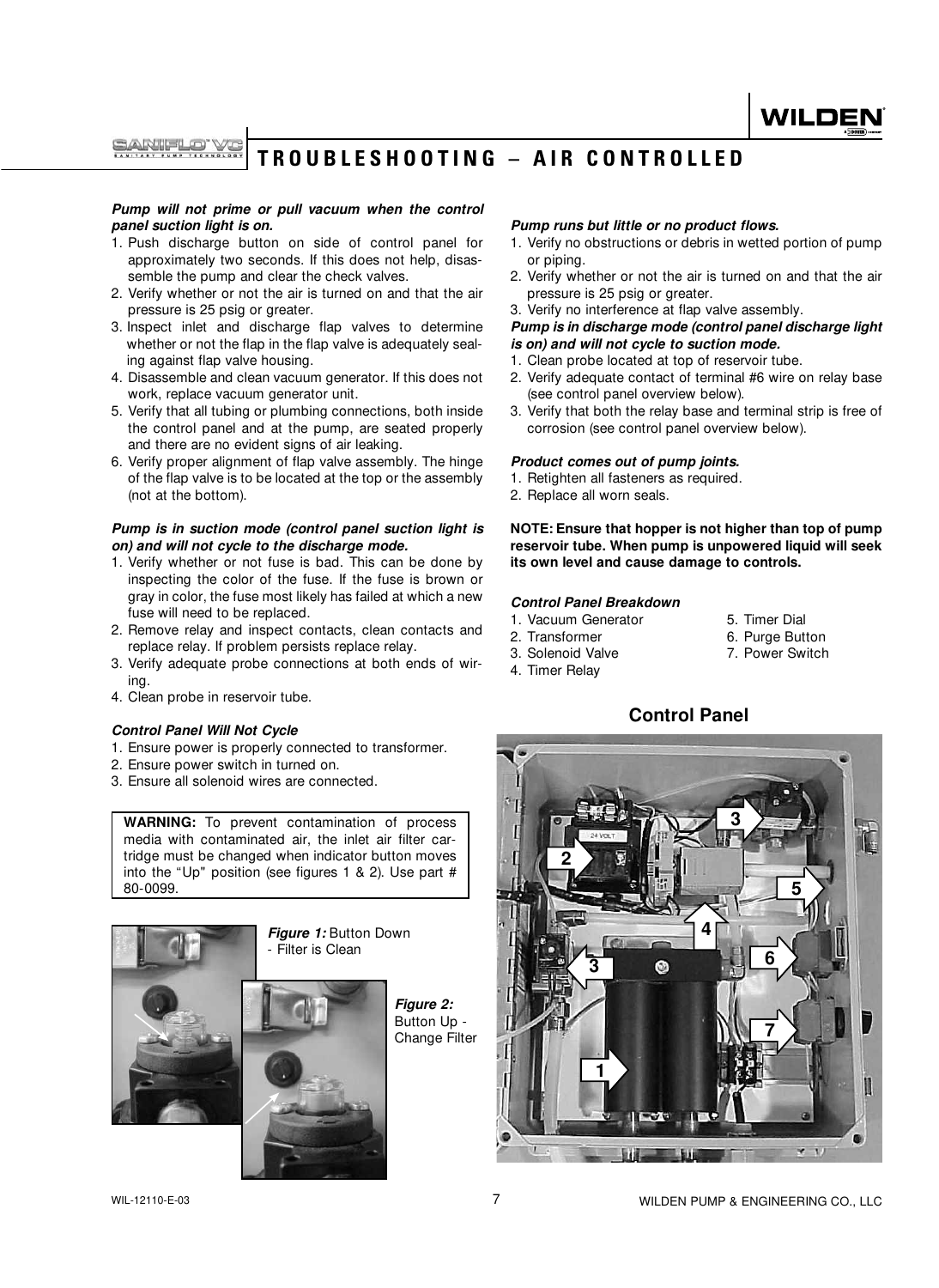# TROUBLESHOOTING – AIR CONTROLLED

***Pump will not prime or pull vacuum when the control panel suction light is on.***

1. Push discharge button on side of control panel for approximately two seconds. If this does not help, disassemble the pump and clear the check valves.
2. Verify whether or not the air is turned on and that the air pressure is 25 psig or greater.
3. Inspect inlet and discharge flap valves to determine whether or not the flap in the flap valve is adequately sealing against flap valve housing.
4. Disassemble and clean vacuum generator. If this does not work, replace vacuum generator unit.
5. Verify that all tubing or plumbing connections, both inside the control panel and at the pump, are seated properly and there are no evident signs of air leaking.
6. Verify proper alignment of flap valve assembly. The hinge of the flap valve is to be located at the top or the assembly (not at the bottom).

***Pump is in suction mode (control panel suction light is on) and will not cycle to the discharge mode.***

1. Verify whether or not fuse is bad. This can be done by inspecting the color of the fuse. If the fuse is brown or gray in color, the fuse most likely has failed at which a new fuse will need to be replaced.
2. Remove relay and inspect contacts, clean contacts and replace relay. If problem persists replace relay.
3. Verify adequate probe connections at both ends of wiring.
4. Clean probe in reservoir tube.

***Control Panel Will Not Cycle***

1. Ensure power is properly connected to transformer.
2. Ensure power switch in turned on.
3. Ensure all solenoid wires are connected.

**WARNING:** To prevent contamination of process media with contaminated air, the inlet air filter cartridge must be changed when indicator button moves into the "Up" position (see figures 1 & 2). Use part # 80-0099.

***Figure 1:*** Button Down - Filter is Clean

***Figure 2:*** Button Up - Change Filter

***Pump runs but little or no product flows.***

1. Verify no obstructions or debris in wetted portion of pump or piping.
2. Verify whether or not the air is turned on and that the air pressure is 25 psig or greater.
3. Verify no interference at flap valve assembly.

***Pump is in discharge mode (control panel discharge light is on) and will not cycle to suction mode.***

1. Clean probe located at top of reservoir tube.
2. Verify adequate contact of terminal #6 wire on relay base (see control panel overview below).
3. Verify that both the relay base and terminal strip is free of corrosion (see control panel overview below).

***Product comes out of pump joints.***

1. Retighten all fasteners as required.
2. Replace all worn seals.

**NOTE: Ensure that hopper is not higher than top of pump reservoir tube. When pump is unpowered liquid will seek its own level and cause damage to controls.**

***Control Panel Breakdown***

1. Vacuum Generator
2. Transformer
3. Solenoid Valve
4. Timer Relay
5. Timer Dial
6. Purge Button
7. Power Switch

**Control Panel**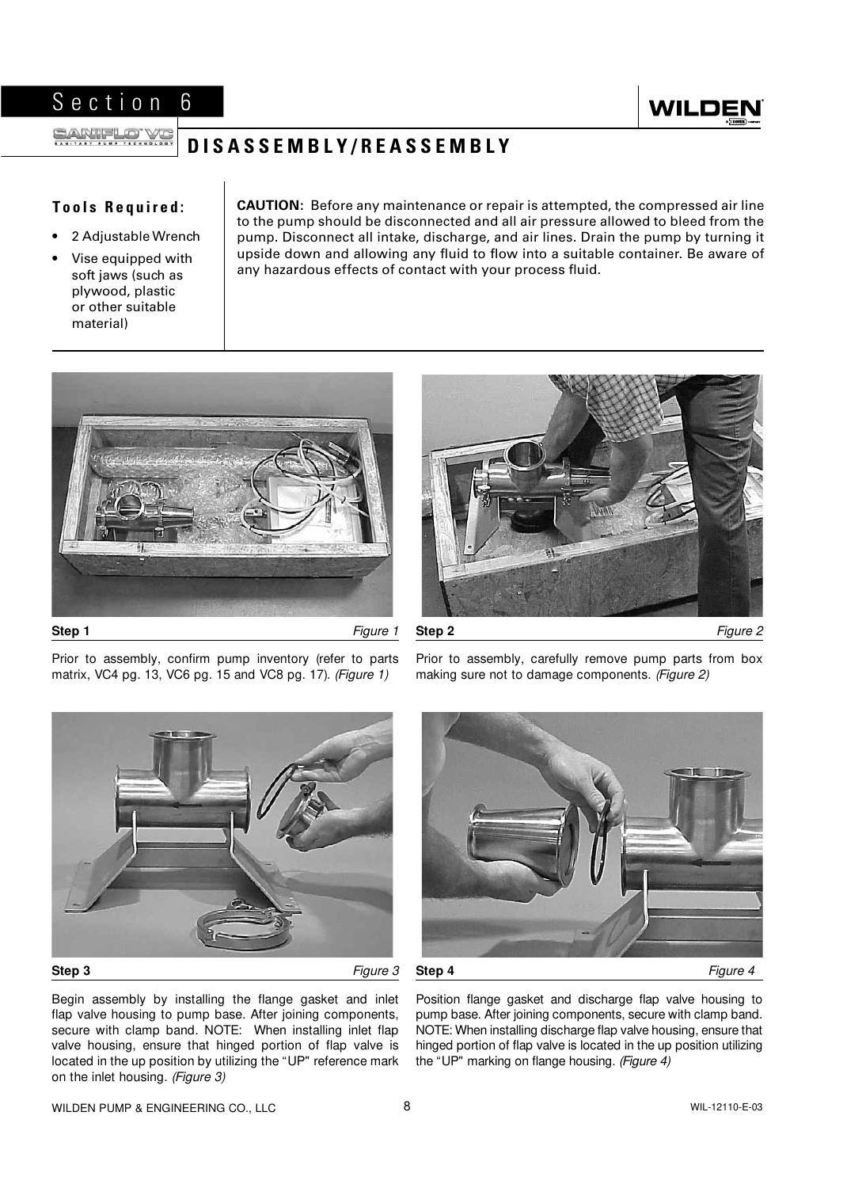# Section 6

## DISASSEMBLY/REASSEMBLY

**Tools Required:**

- 2 Adjustable Wrench
- Vise equipped with soft jaws (such as plywood, plastic or other suitable material)

**CAUTION:** Before any maintenance or repair is attempted, the compressed air line to the pump should be disconnected and all air pressure allowed to bleed from the pump. Disconnect all intake, discharge, and air lines. Drain the pump by turning it upside down and allowing any fluid to flow into a suitable container. Be aware of any hazardous effects of contact with your process fluid.

**Step 1** *Figure 1*

Prior to assembly, confirm pump inventory (refer to parts matrix, VC4 pg. 13, VC6 pg. 15 and VC8 pg. 17). *(Figure 1)*

**Step 2** *Figure 2*

Prior to assembly, carefully remove pump parts from box making sure not to damage components. *(Figure 2)*

**Step 3** *Figure 3*

Begin assembly by installing the flange gasket and inlet flap valve housing to pump base. After joining components, secure with clamp band. NOTE: When installing inlet flap valve housing, ensure that hinged portion of flap valve is located in the up position by utilizing the "UP" reference mark on the inlet housing. *(Figure 3)*

**Step 4** *Figure 4*

Position flange gasket and discharge flap valve housing to pump base. After joining components, secure with clamp band. NOTE: When installing discharge flap valve housing, ensure that hinged portion of flap valve is located in the up position utilizing the "UP" marking on flange housing. *(Figure 4)*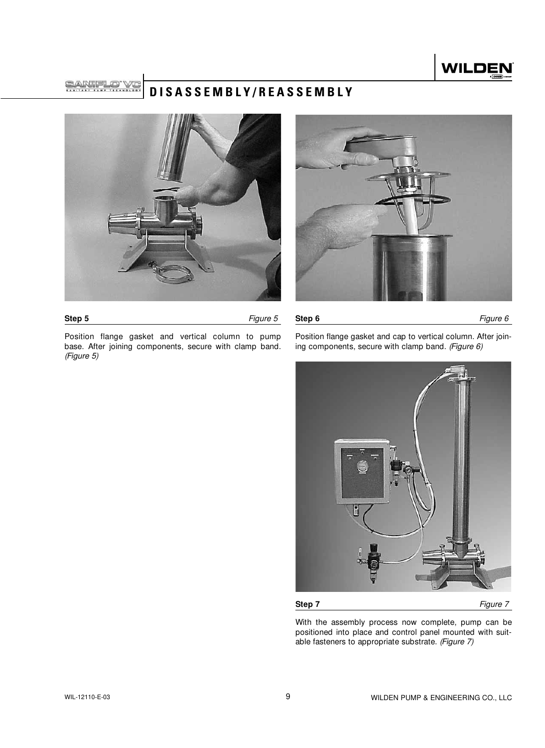# DISASSEMBLY/REASSEMBLY

**Step 5** *Figure 5*

Position flange gasket and vertical column to pump base. After joining components, secure with clamp band. *(Figure 5)*

**Step 6** *Figure 6*

Position flange gasket and cap to vertical column. After joining components, secure with clamp band. *(Figure 6)*

**Step 7** *Figure 7*

With the assembly process now complete, pump can be positioned into place and control panel mounted with suitable fasteners to appropriate substrate. *(Figure 7)*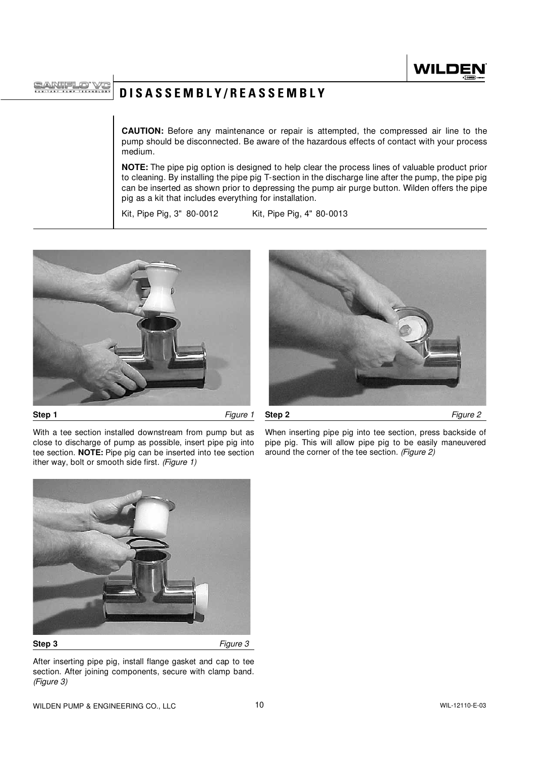# DISASSEMBLY/REASSEMBLY

**CAUTION:** Before any maintenance or repair is attempted, the compressed air line to the pump should be disconnected. Be aware of the hazardous effects of contact with your process medium.

**NOTE:** The pipe pig option is designed to help clear the process lines of valuable product prior to cleaning. By installing the pipe pig T-section in the discharge line after the pump, the pipe pig can be inserted as shown prior to depressing the pump air purge button. Wilden offers the pipe pig as a kit that includes everything for installation.

Kit, Pipe Pig, 3" 80-0012 Kit, Pipe Pig, 4" 80-0013

**Step 1** *Figure 1*

With a tee section installed downstream from pump but as close to discharge of pump as possible, insert pipe pig into tee section. **NOTE:** Pipe pig can be inserted into tee section ither way, bolt or smooth side first. *(Figure 1)*

**Step 2** *Figure 2*

When inserting pipe pig into tee section, press backside of pipe pig. This will allow pipe pig to be easily maneuvered around the corner of the tee section. *(Figure 2)*

**Step 3** *Figure 3*

After inserting pipe pig, install flange gasket and cap to tee section. After joining components, secure with clamp band. *(Figure 3)*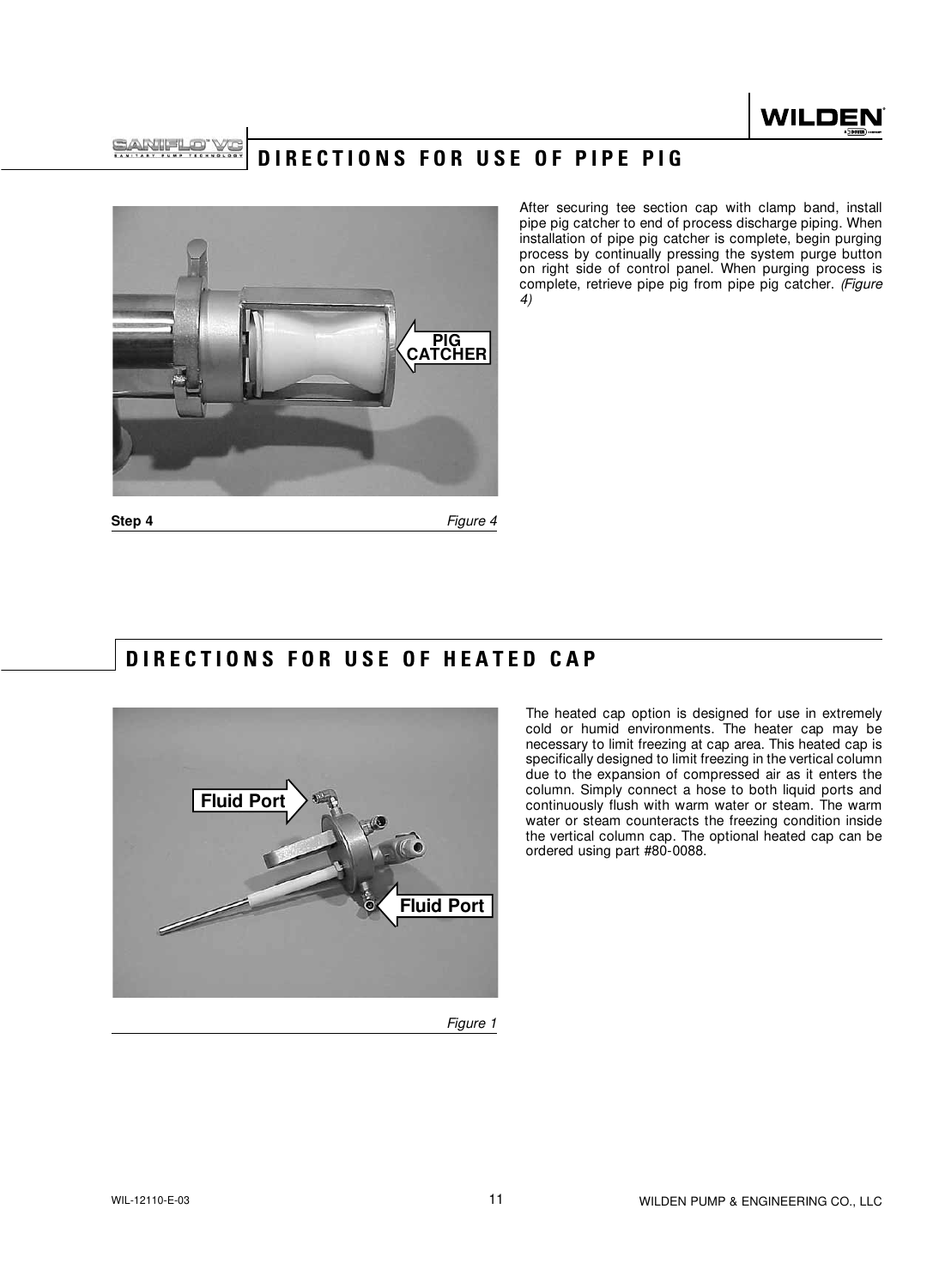## DIRECTIONS FOR USE OF PIPE PIG

PIG CATCHER

**Step 4** *Figure 4*

After securing tee section cap with clamp band, install pipe pig catcher to end of process discharge piping. When installation of pipe pig catcher is complete, begin purging process by continually pressing the system purge button on right side of control panel. When purging process is complete, retrieve pipe pig from pipe pig catcher. *(Figure 4)*

## DIRECTIONS FOR USE OF HEATED CAP

Fluid Port

Fluid Port

*Figure 1*

The heated cap option is designed for use in extremely cold or humid environments. The heater cap may be necessary to limit freezing at cap area. This heated cap is specifically designed to limit freezing in the vertical column due to the expansion of compressed air as it enters the column. Simply connect a hose to both liquid ports and continuously flush with warm water or steam. The warm water or steam counteracts the freezing condition inside the vertical column cap. The optional heated cap can be ordered using part #80-0088.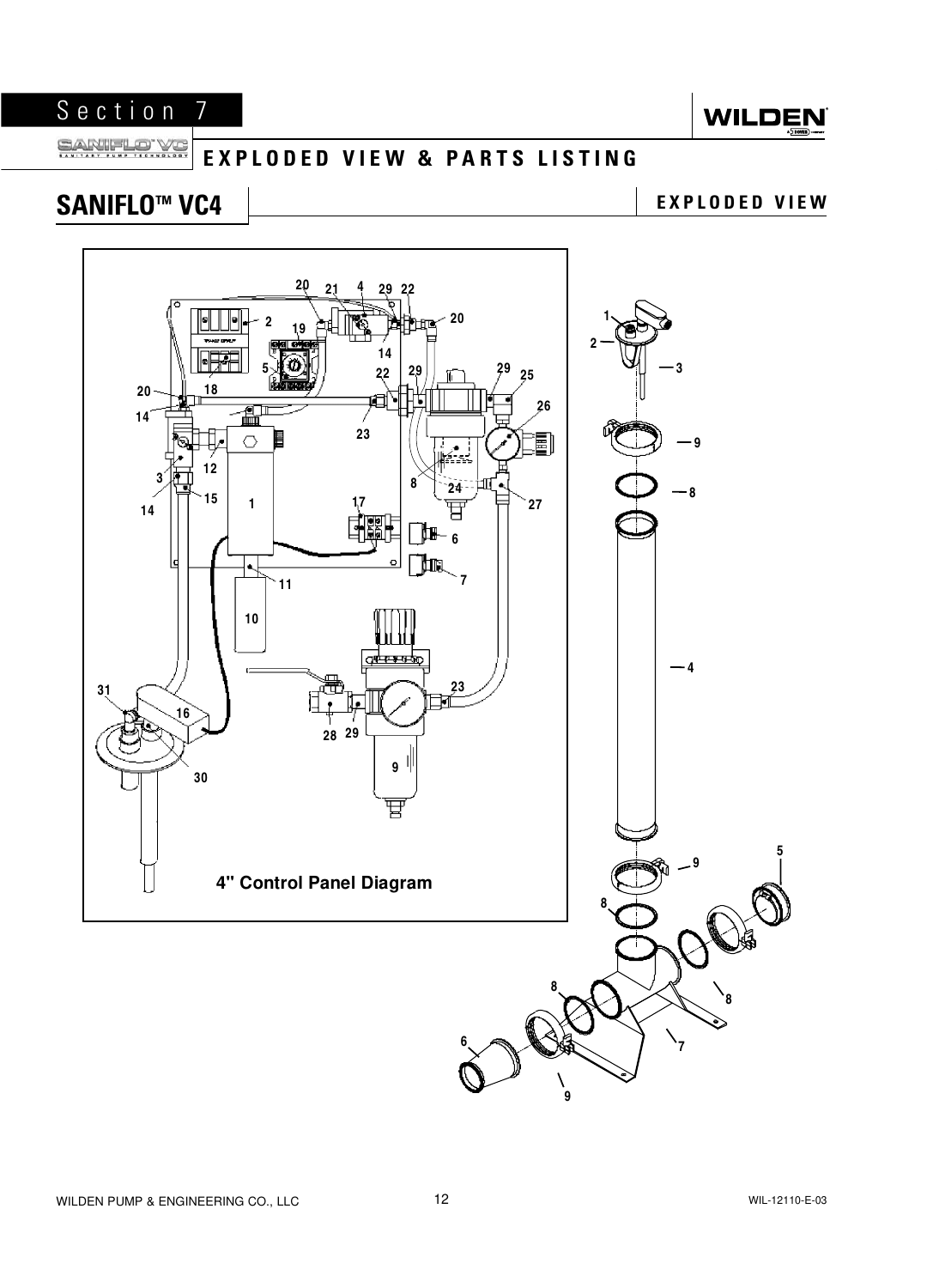# SANIFLO™ VC4

## EXPLODED VIEW

4" Control Panel Diagram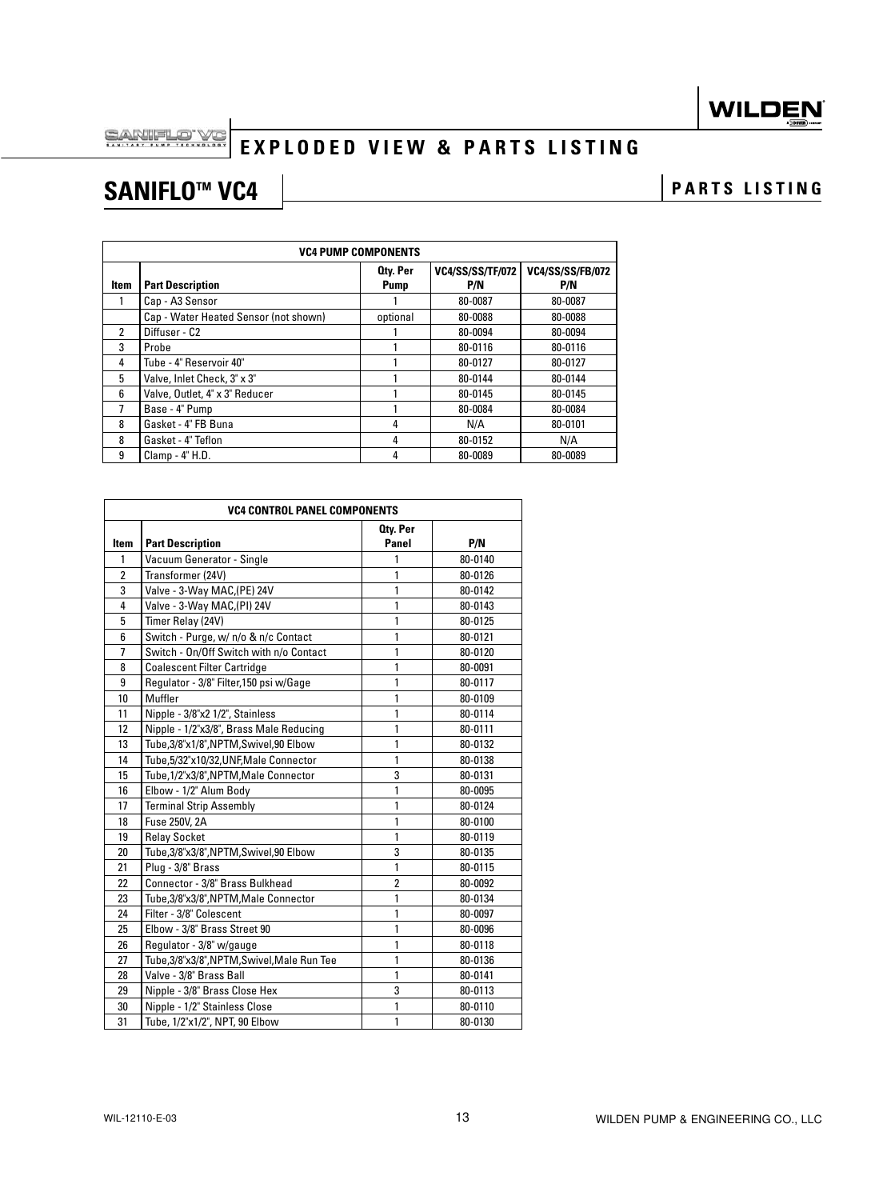# EXPLODED VIEW & PARTS LISTING

## SANIFLO™ VC4

### PARTS LISTING

| VC4 PUMP COMPONENTS | | | | |
|---|---|---|---|---|
| Item | Part Description | Qty. Per Pump | VC4/SS/SS/TF/072 P/N | VC4/SS/SS/FB/072 P/N |
| 1 | Cap - A3 Sensor | 1 | 80-0087 | 80-0087 |
| | Cap - Water Heated Sensor (not shown) | optional | 80-0088 | 80-0088 |
| 2 | Diffuser - C2 | 1 | 80-0094 | 80-0094 |
| 3 | Probe | 1 | 80-0116 | 80-0116 |
| 4 | Tube - 4" Reservoir 40" | 1 | 80-0127 | 80-0127 |
| 5 | Valve, Inlet Check, 3" x 3" | 1 | 80-0144 | 80-0144 |
| 6 | Valve, Outlet, 4" x 3" Reducer | 1 | 80-0145 | 80-0145 |
| 7 | Base - 4" Pump | 1 | 80-0084 | 80-0084 |
| 8 | Gasket - 4" FB Buna | 4 | N/A | 80-0101 |
| 8 | Gasket - 4" Teflon | 4 | 80-0152 | N/A |
| 9 | Clamp - 4" H.D. | 4 | 80-0089 | 80-0089 |

| VC4 CONTROL PANEL COMPONENTS | | | |
|---|---|---|---|
| Item | Part Description | Qty. Per Panel | P/N |
| 1 | Vacuum Generator - Single | 1 | 80-0140 |
| 2 | Transformer (24V) | 1 | 80-0126 |
| 3 | Valve - 3-Way MAC,(PE) 24V | 1 | 80-0142 |
| 4 | Valve - 3-Way MAC,(PI) 24V | 1 | 80-0143 |
| 5 | Timer Relay (24V) | 1 | 80-0125 |
| 6 | Switch - Purge, w/ n/o & n/c Contact | 1 | 80-0121 |
| 7 | Switch - On/Off Switch with n/o Contact | 1 | 80-0120 |
| 8 | Coalescent Filter Cartridge | 1 | 80-0091 |
| 9 | Regulator - 3/8" Filter,150 psi w/Gage | 1 | 80-0117 |
| 10 | Muffler | 1 | 80-0109 |
| 11 | Nipple - 3/8"x2 1/2", Stainless | 1 | 80-0114 |
| 12 | Nipple - 1/2"x3/8", Brass Male Reducing | 1 | 80-0111 |
| 13 | Tube,3/8"x1/8",NPTM,Swivel,90 Elbow | 1 | 80-0132 |
| 14 | Tube,5/32"x10/32,UNF,Male Connector | 1 | 80-0138 |
| 15 | Tube,1/2"x3/8",NPTM,Male Connector | 3 | 80-0131 |
| 16 | Elbow - 1/2" Alum Body | 1 | 80-0095 |
| 17 | Terminal Strip Assembly | 1 | 80-0124 |
| 18 | Fuse 250V, 2A | 1 | 80-0100 |
| 19 | Relay Socket | 1 | 80-0119 |
| 20 | Tube,3/8"x3/8",NPTM,Swivel,90 Elbow | 3 | 80-0135 |
| 21 | Plug - 3/8" Brass | 1 | 80-0115 |
| 22 | Connector - 3/8" Brass Bulkhead | 2 | 80-0092 |
| 23 | Tube,3/8"x3/8",NPTM,Male Connector | 1 | 80-0134 |
| 24 | Filter - 3/8" Colescent | 1 | 80-0097 |
| 25 | Elbow - 3/8" Brass Street 90 | 1 | 80-0096 |
| 26 | Regulator - 3/8" w/gauge | 1 | 80-0118 |
| 27 | Tube,3/8"x3/8",NPTM,Swivel,Male Run Tee | 1 | 80-0136 |
| 28 | Valve - 3/8" Brass Ball | 1 | 80-0141 |
| 29 | Nipple - 3/8" Brass Close Hex | 3 | 80-0113 |
| 30 | Nipple - 1/2" Stainless Close | 1 | 80-0110 |
| 31 | Tube, 1/2"x1/2", NPT, 90 Elbow | 1 | 80-0130 |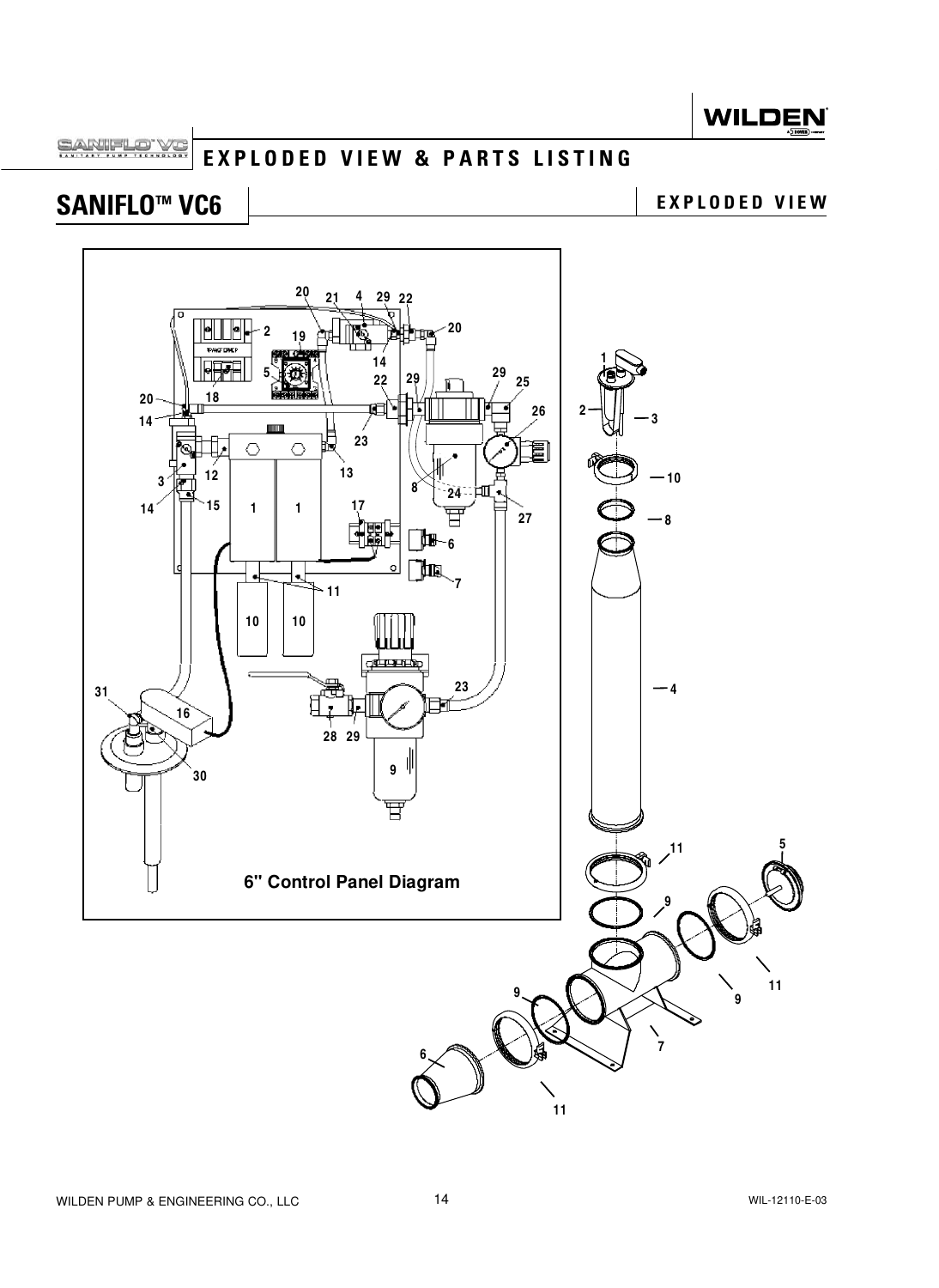# EXPLODED VIEW & PARTS LISTING

## SANIFLO™ VC6

### EXPLODED VIEW

6" Control Panel Diagram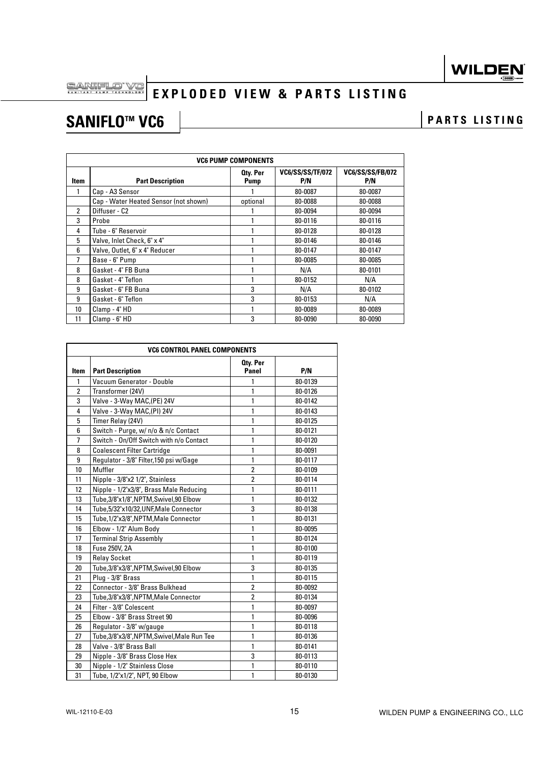# EXPLODED VIEW & PARTS LISTING

## SANIFLO™ VC6

### PARTS LISTING

| VC6 PUMP COMPONENTS | | | | |
|---|---|---|---|---|
| **Item** | **Part Description** | **Qty. Per Pump** | **VC6/SS/SS/TF/072 P/N** | **VC6/SS/SS/FB/072 P/N** |
| 1 | Cap - A3 Sensor | 1 | 80-0087 | 80-0087 |
| | Cap - Water Heated Sensor (not shown) | optional | 80-0088 | 80-0088 |
| 2 | Diffuser - C2 | 1 | 80-0094 | 80-0094 |
| 3 | Probe | 1 | 80-0116 | 80-0116 |
| 4 | Tube - 6" Reservoir | 1 | 80-0128 | 80-0128 |
| 5 | Valve, Inlet Check, 6" x 4" | 1 | 80-0146 | 80-0146 |
| 6 | Valve, Outlet, 6" x 4" Reducer | 1 | 80-0147 | 80-0147 |
| 7 | Base - 6" Pump | 1 | 80-0085 | 80-0085 |
| 8 | Gasket - 4" FB Buna | 1 | N/A | 80-0101 |
| 8 | Gasket - 4" Teflon | 1 | 80-0152 | N/A |
| 9 | Gasket - 6" FB Buna | 3 | N/A | 80-0102 |
| 9 | Gasket - 6" Teflon | 3 | 80-0153 | N/A |
| 10 | Clamp - 4" HD | 1 | 80-0089 | 80-0089 |
| 11 | Clamp - 6" HD | 3 | 80-0090 | 80-0090 |

| VC6 CONTROL PANEL COMPONENTS | | | |
|---|---|---|---|
| **Item** | **Part Description** | **Qty. Per Panel** | **P/N** |
| 1 | Vacuum Generator - Double | 1 | 80-0139 |
| 2 | Transformer (24V) | 1 | 80-0126 |
| 3 | Valve - 3-Way MAC,(PE) 24V | 1 | 80-0142 |
| 4 | Valve - 3-Way MAC,(PI) 24V | 1 | 80-0143 |
| 5 | Timer Relay (24V) | 1 | 80-0125 |
| 6 | Switch - Purge, w/ n/o & n/c Contact | 1 | 80-0121 |
| 7 | Switch - On/Off Switch with n/o Contact | 1 | 80-0120 |
| 8 | Coalescent Filter Cartridge | 1 | 80-0091 |
| 9 | Regulator - 3/8" Filter,150 psi w/Gage | 1 | 80-0117 |
| 10 | Muffler | 2 | 80-0109 |
| 11 | Nipple - 3/8"x2 1/2", Stainless | 2 | 80-0114 |
| 12 | Nipple - 1/2"x3/8", Brass Male Reducing | 1 | 80-0111 |
| 13 | Tube,3/8"x1/8",NPTM,Swivel,90 Elbow | 1 | 80-0132 |
| 14 | Tube,5/32"x10/32,UNF,Male Connector | 3 | 80-0138 |
| 15 | Tube,1/2"x3/8",NPTM,Male Connector | 1 | 80-0131 |
| 16 | Elbow - 1/2" Alum Body | 1 | 80-0095 |
| 17 | Terminal Strip Assembly | 1 | 80-0124 |
| 18 | Fuse 250V, 2A | 1 | 80-0100 |
| 19 | Relay Socket | 1 | 80-0119 |
| 20 | Tube,3/8"x3/8",NPTM,Swivel,90 Elbow | 3 | 80-0135 |
| 21 | Plug - 3/8" Brass | 1 | 80-0115 |
| 22 | Connector - 3/8" Brass Bulkhead | 2 | 80-0092 |
| 23 | Tube,3/8"x3/8",NPTM,Male Connector | 2 | 80-0134 |
| 24 | Filter - 3/8" Colescent | 1 | 80-0097 |
| 25 | Elbow - 3/8" Brass Street 90 | 1 | 80-0096 |
| 26 | Regulator - 3/8" w/gauge | 1 | 80-0118 |
| 27 | Tube,3/8"x3/8",NPTM,Swivel,Male Run Tee | 1 | 80-0136 |
| 28 | Valve - 3/8" Brass Ball | 1 | 80-0141 |
| 29 | Nipple - 3/8" Brass Close Hex | 3 | 80-0113 |
| 30 | Nipple - 1/2" Stainless Close | 1 | 80-0110 |
| 31 | Tube, 1/2"x1/2", NPT, 90 Elbow | 1 | 80-0130 |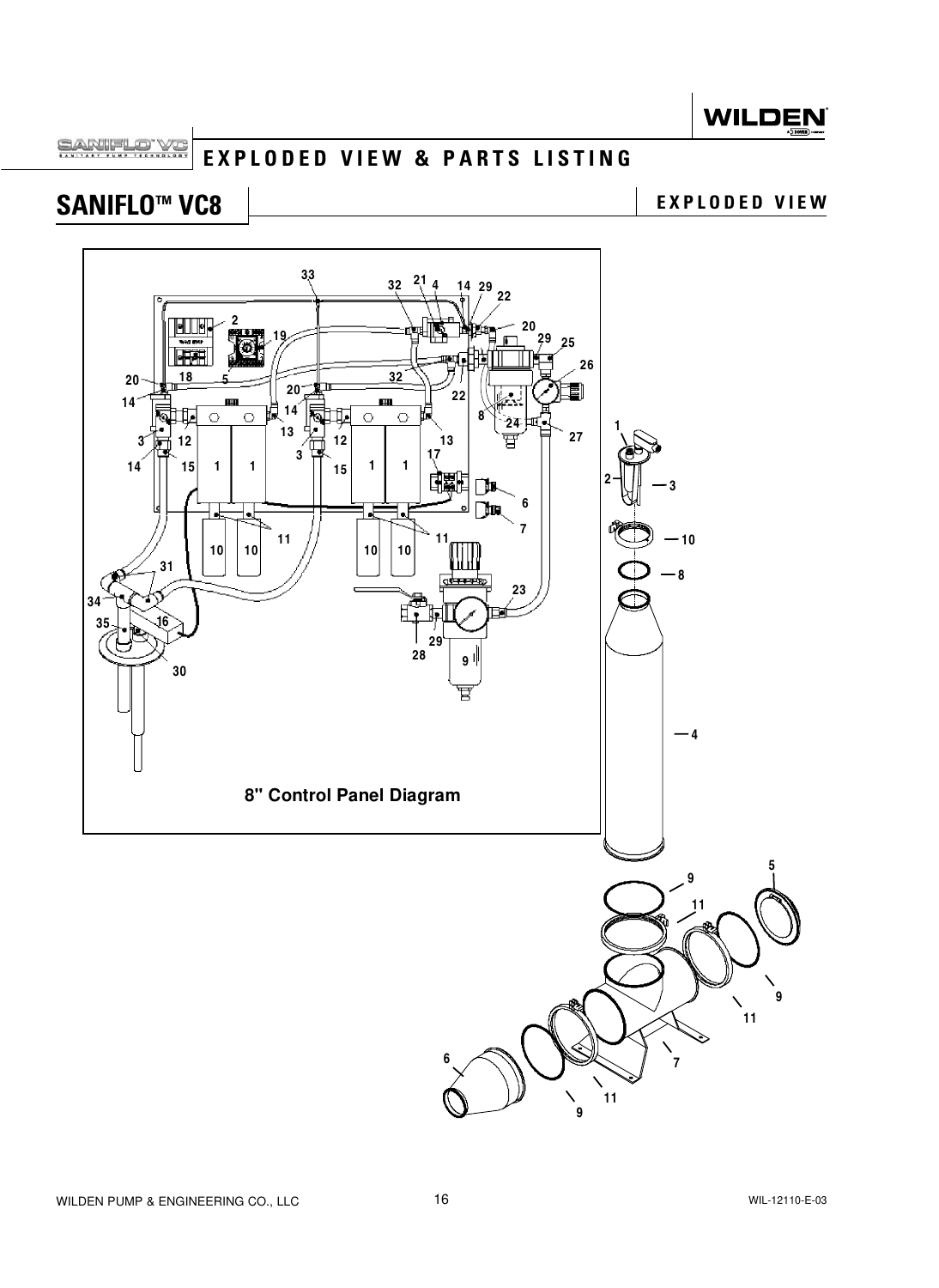# EXPLODED VIEW & PARTS LISTING

## SANIFLO™ VC8

### EXPLODED VIEW

8" Control Panel Diagram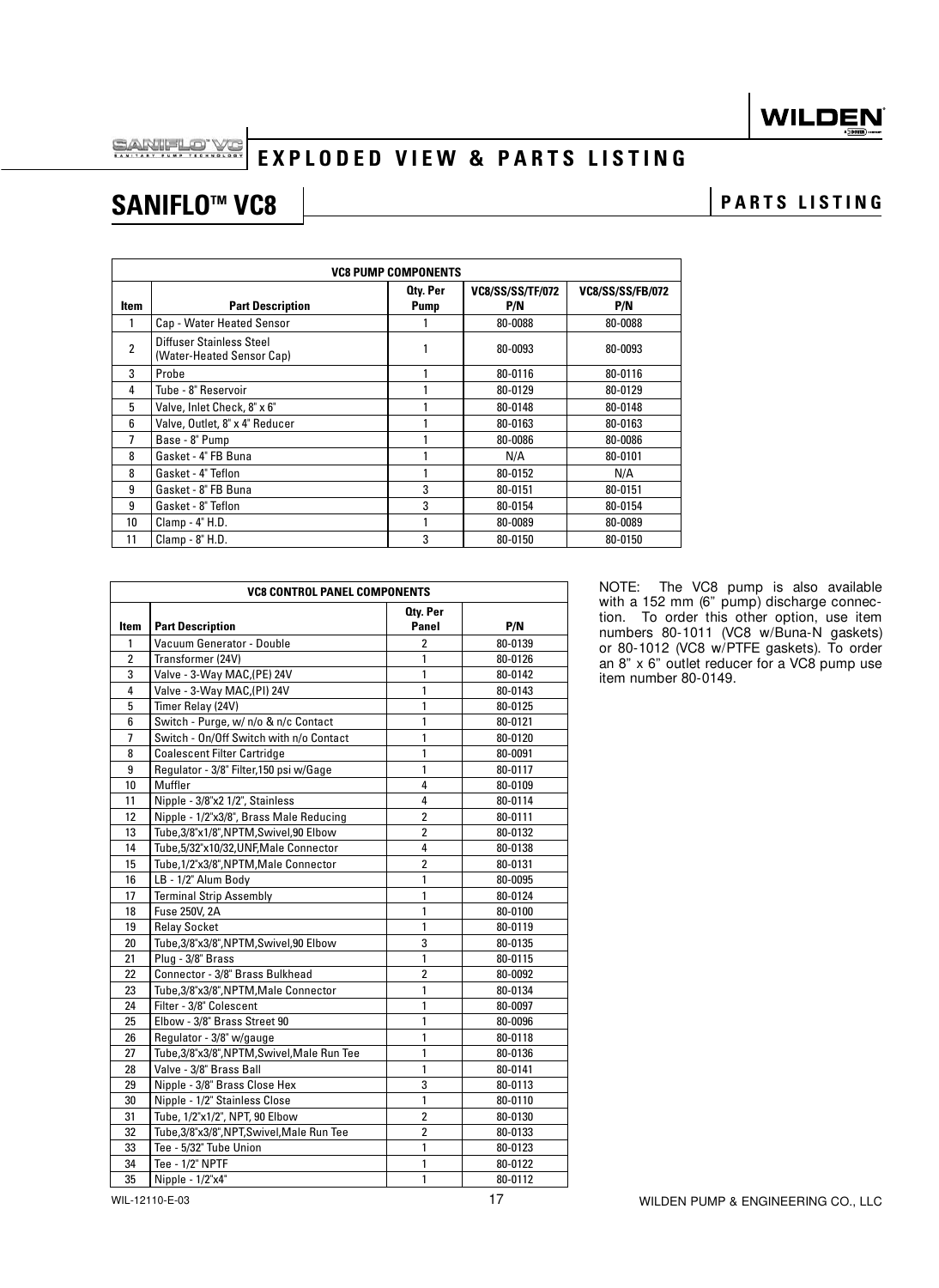# EXPLODED VIEW & PARTS LISTING

## SANIFLO™ VC8

### PARTS LISTING

| VC8 PUMP COMPONENTS | | | | |
|---|---|---|---|---|
| **Item** | **Part Description** | **Qty. Per Pump** | **VC8/SS/SS/TF/072 P/N** | **VC8/SS/SS/FB/072 P/N** |
| 1 | Cap - Water Heated Sensor | 1 | 80-0088 | 80-0088 |
| 2 | Diffuser Stainless Steel (Water-Heated Sensor Cap) | 1 | 80-0093 | 80-0093 |
| 3 | Probe | 1 | 80-0116 | 80-0116 |
| 4 | Tube - 8" Reservoir | 1 | 80-0129 | 80-0129 |
| 5 | Valve, Inlet Check, 8" x 6" | 1 | 80-0148 | 80-0148 |
| 6 | Valve, Outlet, 8" x 4" Reducer | 1 | 80-0163 | 80-0163 |
| 7 | Base - 8" Pump | 1 | 80-0086 | 80-0086 |
| 8 | Gasket - 4" FB Buna | 1 | N/A | 80-0101 |
| 8 | Gasket - 4" Teflon | 1 | 80-0152 | N/A |
| 9 | Gasket - 8" FB Buna | 3 | 80-0151 | 80-0151 |
| 9 | Gasket - 8" Teflon | 3 | 80-0154 | 80-0154 |
| 10 | Clamp - 4" H.D. | 1 | 80-0089 | 80-0089 |
| 11 | Clamp - 8" H.D. | 3 | 80-0150 | 80-0150 |

| VC8 CONTROL PANEL COMPONENTS | | | |
|---|---|---|---|
| **Item** | **Part Description** | **Qty. Per Panel** | **P/N** |
| 1 | Vacuum Generator - Double | 2 | 80-0139 |
| 2 | Transformer (24V) | 1 | 80-0126 |
| 3 | Valve - 3-Way MAC,(PE) 24V | 1 | 80-0142 |
| 4 | Valve - 3-Way MAC,(PI) 24V | 1 | 80-0143 |
| 5 | Timer Relay (24V) | 1 | 80-0125 |
| 6 | Switch - Purge, w/ n/o & n/c Contact | 1 | 80-0121 |
| 7 | Switch - On/Off Switch with n/o Contact | 1 | 80-0120 |
| 8 | Coalescent Filter Cartridge | 1 | 80-0091 |
| 9 | Regulator - 3/8" Filter,150 psi w/Gage | 1 | 80-0117 |
| 10 | Muffler | 4 | 80-0109 |
| 11 | Nipple - 3/8"x2 1/2", Stainless | 4 | 80-0114 |
| 12 | Nipple - 1/2"x3/8", Brass Male Reducing | 2 | 80-0111 |
| 13 | Tube,3/8"x1/8",NPTM,Swivel,90 Elbow | 2 | 80-0132 |
| 14 | Tube,5/32"x10/32,UNF,Male Connector | 4 | 80-0138 |
| 15 | Tube,1/2"x3/8",NPTM,Male Connector | 2 | 80-0131 |
| 16 | LB - 1/2" Alum Body | 1 | 80-0095 |
| 17 | Terminal Strip Assembly | 1 | 80-0124 |
| 18 | Fuse 250V, 2A | 1 | 80-0100 |
| 19 | Relay Socket | 1 | 80-0119 |
| 20 | Tube,3/8"x3/8",NPTM,Swivel,90 Elbow | 3 | 80-0135 |
| 21 | Plug - 3/8" Brass | 1 | 80-0115 |
| 22 | Connector - 3/8" Brass Bulkhead | 2 | 80-0092 |
| 23 | Tube,3/8"x3/8",NPTM,Male Connector | 1 | 80-0134 |
| 24 | Filter - 3/8" Colescent | 1 | 80-0097 |
| 25 | Elbow - 3/8" Brass Street 90 | 1 | 80-0096 |
| 26 | Regulator - 3/8" w/gauge | 1 | 80-0118 |
| 27 | Tube,3/8"x3/8",NPTM,Swivel,Male Run Tee | 1 | 80-0136 |
| 28 | Valve - 3/8" Brass Ball | 1 | 80-0141 |
| 29 | Nipple - 3/8" Brass Close Hex | 3 | 80-0113 |
| 30 | Nipple - 1/2" Stainless Close | 1 | 80-0110 |
| 31 | Tube, 1/2"x1/2", NPT, 90 Elbow | 2 | 80-0130 |
| 32 | Tube,3/8"x3/8",NPT,Swivel,Male Run Tee | 2 | 80-0133 |
| 33 | Tee - 5/32" Tube Union | 1 | 80-0123 |
| 34 | Tee - 1/2" NPTF | 1 | 80-0122 |
| 35 | Nipple - 1/2"x4" | 1 | 80-0112 |

NOTE: The VC8 pump is also available with a 152 mm (6" pump) discharge connection. To order this other option, use item numbers 80-1011 (VC8 w/Buna-N gaskets) or 80-1012 (VC8 w/PTFE gaskets). To order an 8" x 6" outlet reducer for a VC8 pump use item number 80-0149.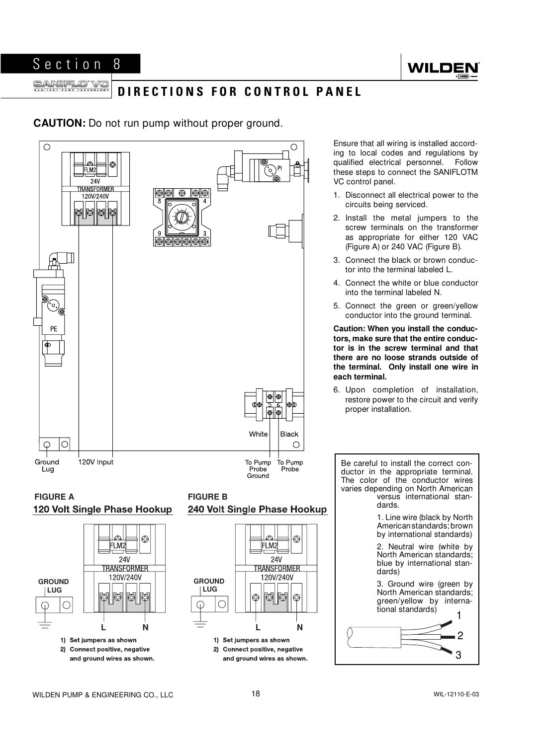# Section 8

## DIRECTIONS FOR CONTROL PANEL

**CAUTION:** Do not run pump without proper ground.

Ensure that all wiring is installed according to local codes and regulations by qualified electrical personnel. Follow these steps to connect the SANIFLOTM VC control panel.

1. Disconnect all electrical power to the circuits being serviced.
2. Install the metal jumpers to the screw terminals on the transformer as appropriate for either 120 VAC (Figure A) or 240 VAC (Figure B).
3. Connect the black or brown conductor into the terminal labeled L.
4. Connect the white or blue conductor into the terminal labeled N.
5. Connect the green or green/yellow conductor into the ground terminal.

**Caution: When you install the conductors, make sure that the entire conductor is in the screw terminal and that there are no loose strands outside of the terminal. Only install one wire in each terminal.**

6. Upon completion of installation, restore power to the circuit and verify proper installation.

FLM2 24V TRANSFORMER 120V/240V

PI

PE

White Black

Ground Lug | 120V Input | To Pump Probe Ground | To Pump Probe

**FIGURE A**

**120 Volt Single Phase Hookup**

GROUND LUG — FLM2 24V TRANSFORMER 120V/240V — L N

1) Set jumpers as shown
2) Connect positive, negative and ground wires as shown.

**FIGURE B**

**240 Volt Single Phase Hookup**

GROUND LUG — FLM2 24V TRANSFORMER 120V/240V — L N

1) Set jumpers as shown
2) Connect positive, negative and ground wires as shown.

Be careful to install the correct conductor in the appropriate terminal. The color of the conductor wires varies depending on North American versus international standards.

1. Line wire (black by North American standards; brown by international standards)
2. Neutral wire (white by North American standards; blue by international standards)
3. Ground wire (green by North American standards; green/yellow by international standards)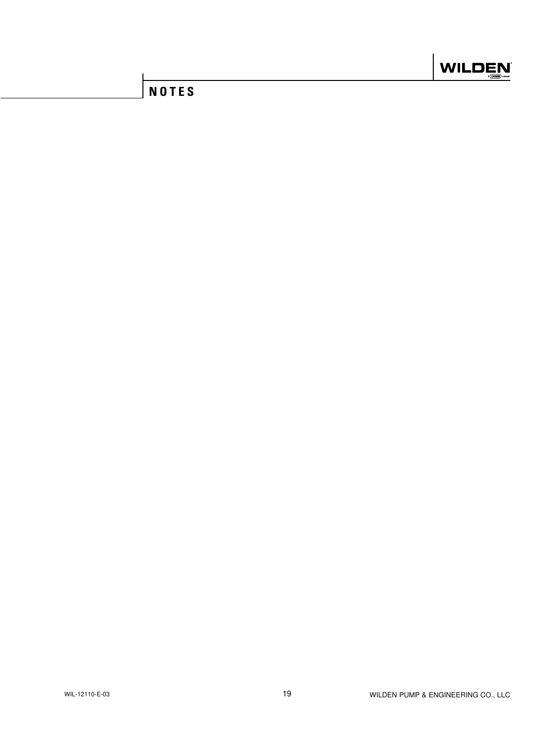# NOTES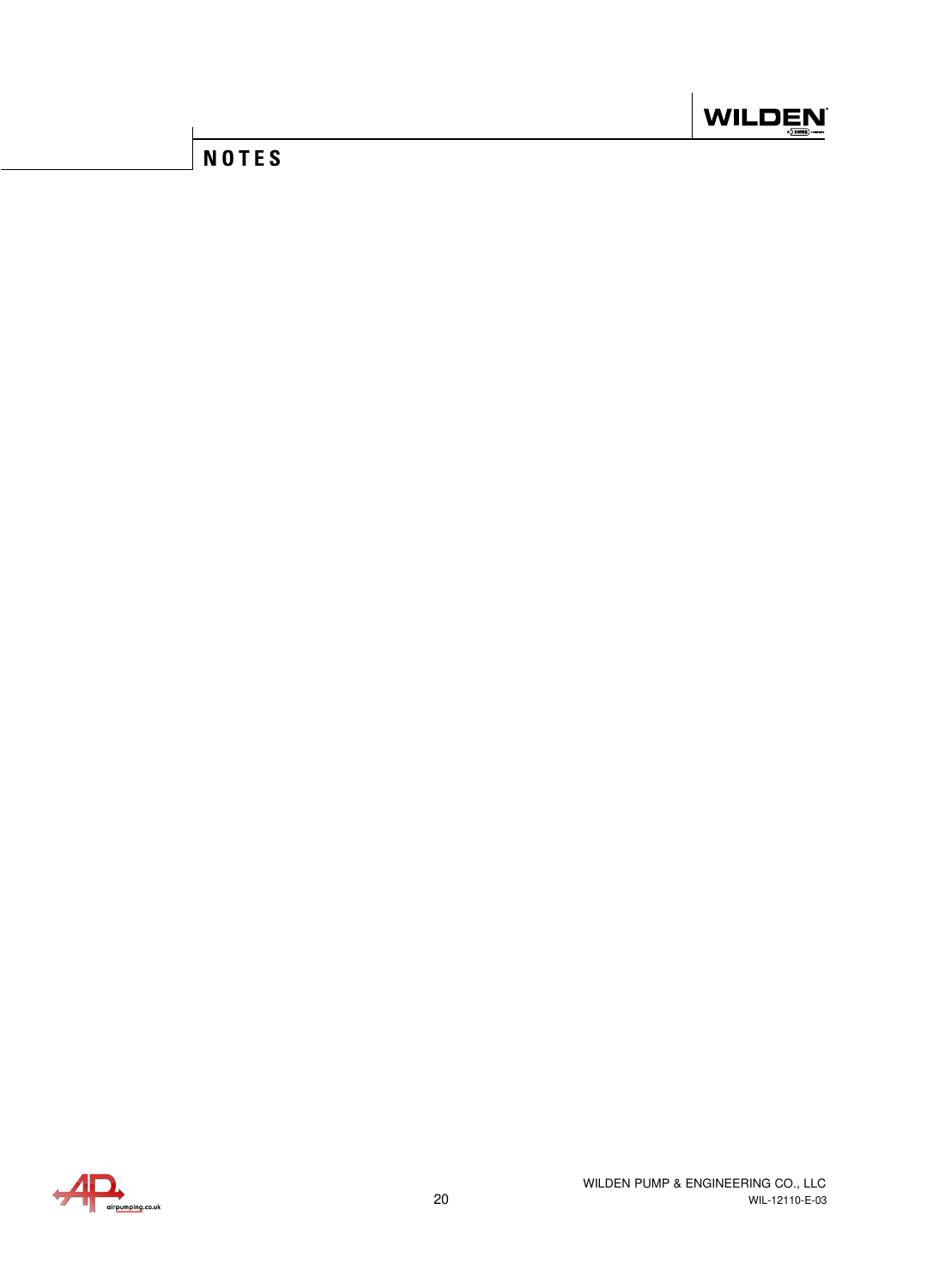# NOTES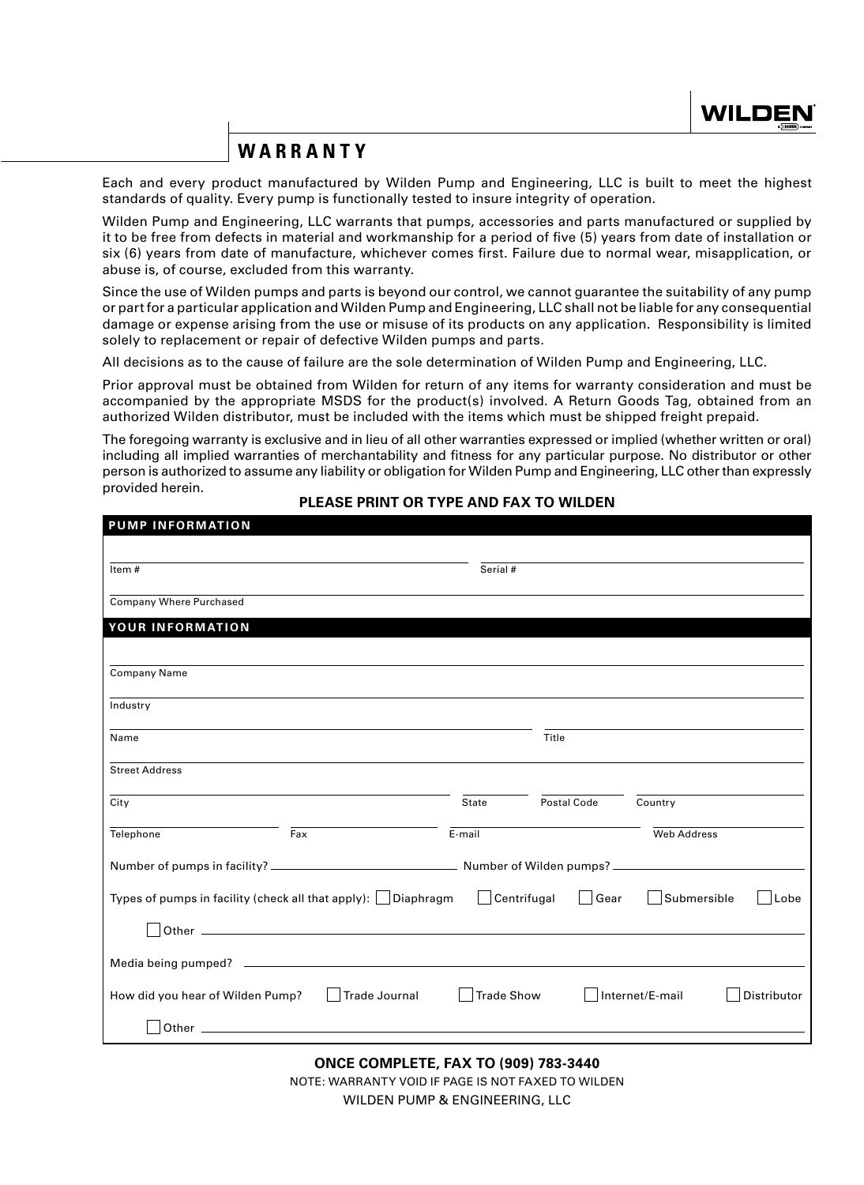## WARRANTY

Each and every product manufactured by Wilden Pump and Engineering, LLC is built to meet the highest standards of quality. Every pump is functionally tested to insure integrity of operation.

Wilden Pump and Engineering, LLC warrants that pumps, accessories and parts manufactured or supplied by it to be free from defects in material and workmanship for a period of five (5) years from date of installation or six (6) years from date of manufacture, whichever comes first. Failure due to normal wear, misapplication, or abuse is, of course, excluded from this warranty.

Since the use of Wilden pumps and parts is beyond our control, we cannot guarantee the suitability of any pump or part for a particular application and Wilden Pump and Engineering, LLC shall not be liable for any consequential damage or expense arising from the use or misuse of its products on any application. Responsibility is limited solely to replacement or repair of defective Wilden pumps and parts.

All decisions as to the cause of failure are the sole determination of Wilden Pump and Engineering, LLC.

Prior approval must be obtained from Wilden for return of any items for warranty consideration and must be accompanied by the appropriate MSDS for the product(s) involved. A Return Goods Tag, obtained from an authorized Wilden distributor, must be included with the items which must be shipped freight prepaid.

The foregoing warranty is exclusive and in lieu of all other warranties expressed or implied (whether written or oral) including all implied warranties of merchantability and fitness for any particular purpose. No distributor or other person is authorized to assume any liability or obligation for Wilden Pump and Engineering, LLC other than expressly provided herein.

**PLEASE PRINT OR TYPE AND FAX TO WILDEN**

### PUMP INFORMATION

Item # ____________________ Serial # ____________________

Company Where Purchased ____________________

### YOUR INFORMATION

Company Name ____________________

Industry ____________________

Name ____________________ Title ____________________

Street Address ____________________

City ____________ State ____________ Postal Code ____________ Country ____________

Telephone ____________ Fax ____________ E-mail ____________ Web Address ____________

Number of pumps in facility? ____________ Number of Wilden pumps? ____________

Types of pumps in facility (check all that apply): ☐ Diaphragm ☐ Centrifugal ☐ Gear ☐ Submersible ☐ Lobe

☐ Other ____________________

Media being pumped? ____________________

How did you hear of Wilden Pump? ☐ Trade Journal ☐ Trade Show ☐ Internet/E-mail ☐ Distributor

☐ Other ____________________

**ONCE COMPLETE, FAX TO (909) 783-3440**

NOTE: WARRANTY VOID IF PAGE IS NOT FAXED TO WILDEN

WILDEN PUMP & ENGINEERING, LLC